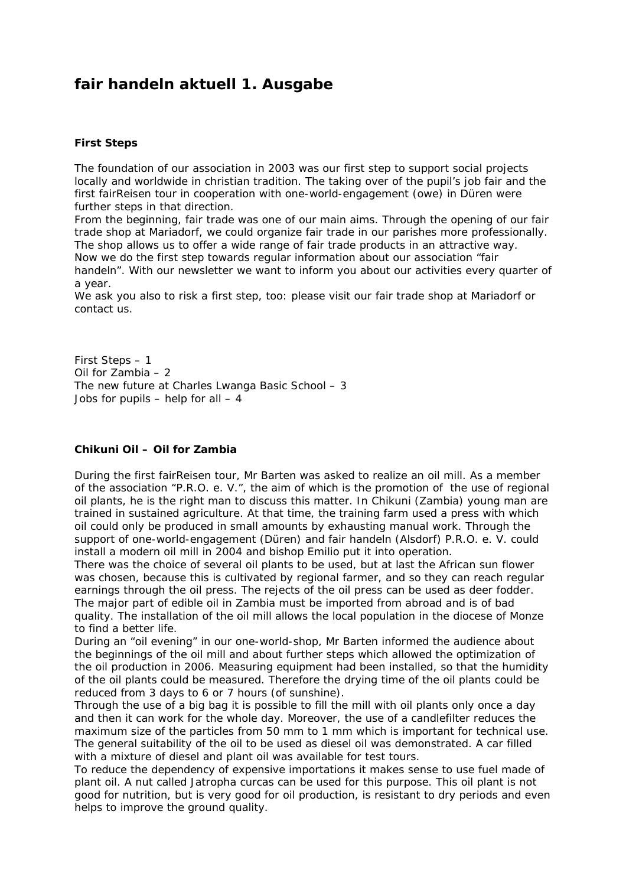# fair handeln aktuell 1. Ausgabe

### First Steps

The foundation of our association in 2003 was our first step to support social projects locally and worldwide in christian tradition. The taking over of the pupil's job fair and the first fairReisen tour in cooperation with one-world-engagement (owe) in Düren were further steps in that direction.
From the beginning, fair trade was one of our main aims. Through the opening of our fair trade shop at Mariadorf, we could organize fair trade in our parishes more professionally. The shop allows us to offer a wide range of fair trade products in an attractive way.
Now we do the first step towards regular information about our association "fair handeln". With our newsletter we want to inform you about our activities every quarter of a year.
We ask you also to risk a first step, too: please visit our fair trade shop at Mariadorf or contact us.

First Steps – 1
Oil for Zambia – 2
The new future at Charles Lwanga Basic School – 3
Jobs for pupils – help for all – 4

### Chikuni Oil – Oil for Zambia

During the first fairReisen tour, Mr Barten was asked to realize an oil mill. As a member of the association "P.R.O. e. V.", the aim of which is the promotion of the use of regional oil plants, he is the right man to discuss this matter. In Chikuni (Zambia) young man are trained in sustained agriculture. At that time, the training farm used a press with which oil could only be produced in small amounts by exhausting manual work. Through the support of one-world-engagement (Düren) and fair handeln (Alsdorf) P.R.O. e. V. could install a modern oil mill in 2004 and bishop Emilio put it into operation.
There was the choice of several oil plants to be used, but at last the African sun flower was chosen, because this is cultivated by regional farmer, and so they can reach regular earnings through the oil press. The rejects of the oil press can be used as deer fodder. The major part of edible oil in Zambia must be imported from abroad and is of bad quality. The installation of the oil mill allows the local population in the diocese of Monze to find a better life.
During an "oil evening" in our one-world-shop, Mr Barten informed the audience about the beginnings of the oil mill and about further steps which allowed the optimization of the oil production in 2006. Measuring equipment had been installed, so that the humidity of the oil plants could be measured. Therefore the drying time of the oil plants could be reduced from 3 days to 6 or 7 hours (of sunshine).
Through the use of a big bag it is possible to fill the mill with oil plants only once a day and then it can work for the whole day. Moreover, the use of a candlefilter reduces the maximum size of the particles from 50 mm to 1 mm which is important for technical use. The general suitability of the oil to be used as diesel oil was demonstrated. A car filled with a mixture of diesel and plant oil was available for test tours.
To reduce the dependency of expensive importations it makes sense to use fuel made of plant oil. A nut called Jatropha curcas can be used for this purpose. This oil plant is not good for nutrition, but is very good for oil production, is resistant to dry periods and even helps to improve the ground quality.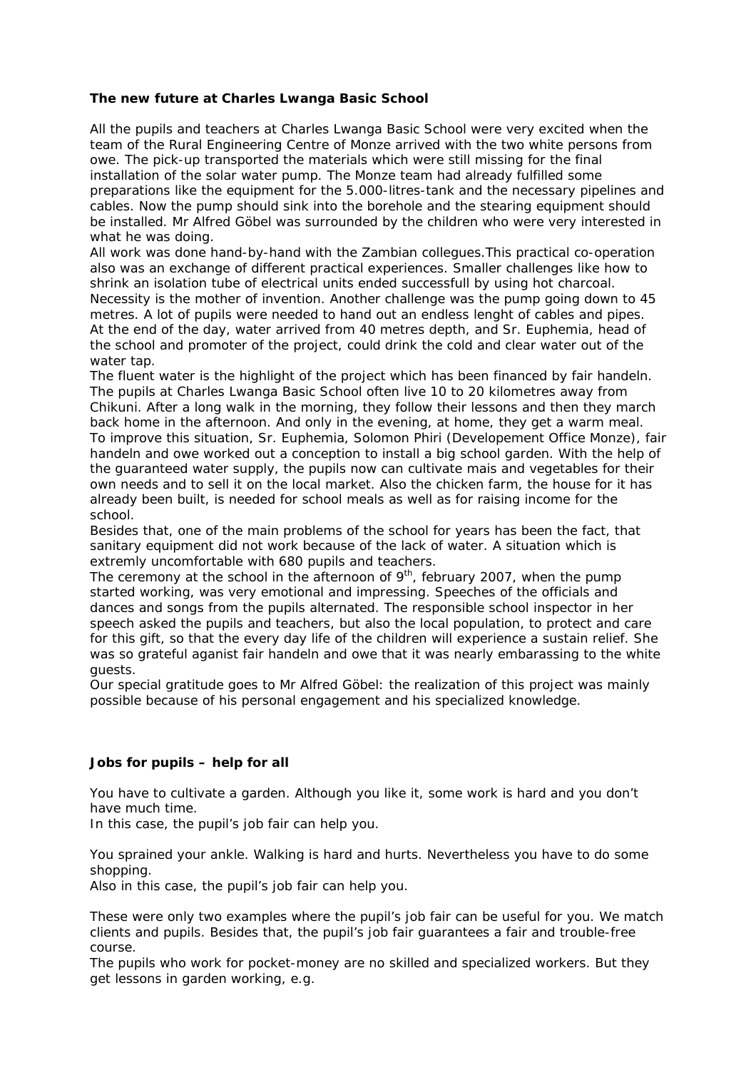**The new future at Charles Lwanga Basic School**

All the pupils and teachers at Charles Lwanga Basic School were very excited when the team of the Rural Engineering Centre of Monze arrived with the two white persons from owe. The pick-up transported the materials which were still missing for the final installation of the solar water pump. The Monze team had already fulfilled some preparations like the equipment for the 5.000-litres-tank and the necessary pipelines and cables. Now the pump should sink into the borehole and the stearing equipment should be installed. Mr Alfred Göbel was surrounded by the children who were very interested in what he was doing.
All work was done hand-by-hand with the Zambian collegues.This practical co-operation also was an exchange of different practical experiences. Smaller challenges like how to shrink an isolation tube of electrical units ended successfull by using hot charcoal. Necessity is the mother of invention. Another challenge was the pump going down to 45 metres. A lot of pupils were needed to hand out an endless lenght of cables and pipes. At the end of the day, water arrived from 40 metres depth, and Sr. Euphemia, head of the school and promoter of the project, could drink the cold and clear water out of the water tap.
The fluent water is the highlight of the project which has been financed by fair handeln.
The pupils at Charles Lwanga Basic School often live 10 to 20 kilometres away from Chikuni. After a long walk in the morning, they follow their lessons and then they march back home in the afternoon. And only in the evening, at home, they get a warm meal.
To improve this situation, Sr. Euphemia, Solomon Phiri (Developement Office Monze), fair handeln and owe worked out a conception to install a big school garden. With the help of the guaranteed water supply, the pupils now can cultivate mais and vegetables for their own needs and to sell it on the local market. Also the chicken farm, the house for it has already been built, is needed for school meals as well as for raising income for the school.
Besides that, one of the main problems of the school for years has been the fact, that sanitary equipment did not work because of the lack of water. A situation which is extremly uncomfortable with 680 pupils and teachers.
The ceremony at the school in the afternoon of 9th, february 2007, when the pump started working, was very emotional and impressing. Speeches of the officials and dances and songs from the pupils alternated. The responsible school inspector in her speech asked the pupils and teachers, but also the local population, to protect and care for this gift, so that the every day life of the children will experience a sustain relief. She was so grateful aganist fair handeln and owe that it was nearly embarassing to the white guests.
Our special gratitude goes to Mr Alfred Göbel: the realization of this project was mainly possible because of his personal engagement and his specialized knowledge.

**Jobs for pupils – help for all**

You have to cultivate a garden. Although you like it, some work is hard and you don't have much time.
In this case, the pupil's job fair can help you.

You sprained your ankle. Walking is hard and hurts. Nevertheless you have to do some shopping.
Also in this case, the pupil's job fair can help you.

These were only two examples where the pupil's job fair can be useful for you. We match clients and pupils. Besides that, the pupil's job fair guarantees a fair and trouble-free course.
The pupils who work for pocket-money are no skilled and specialized workers. But they get lessons in garden working, e.g.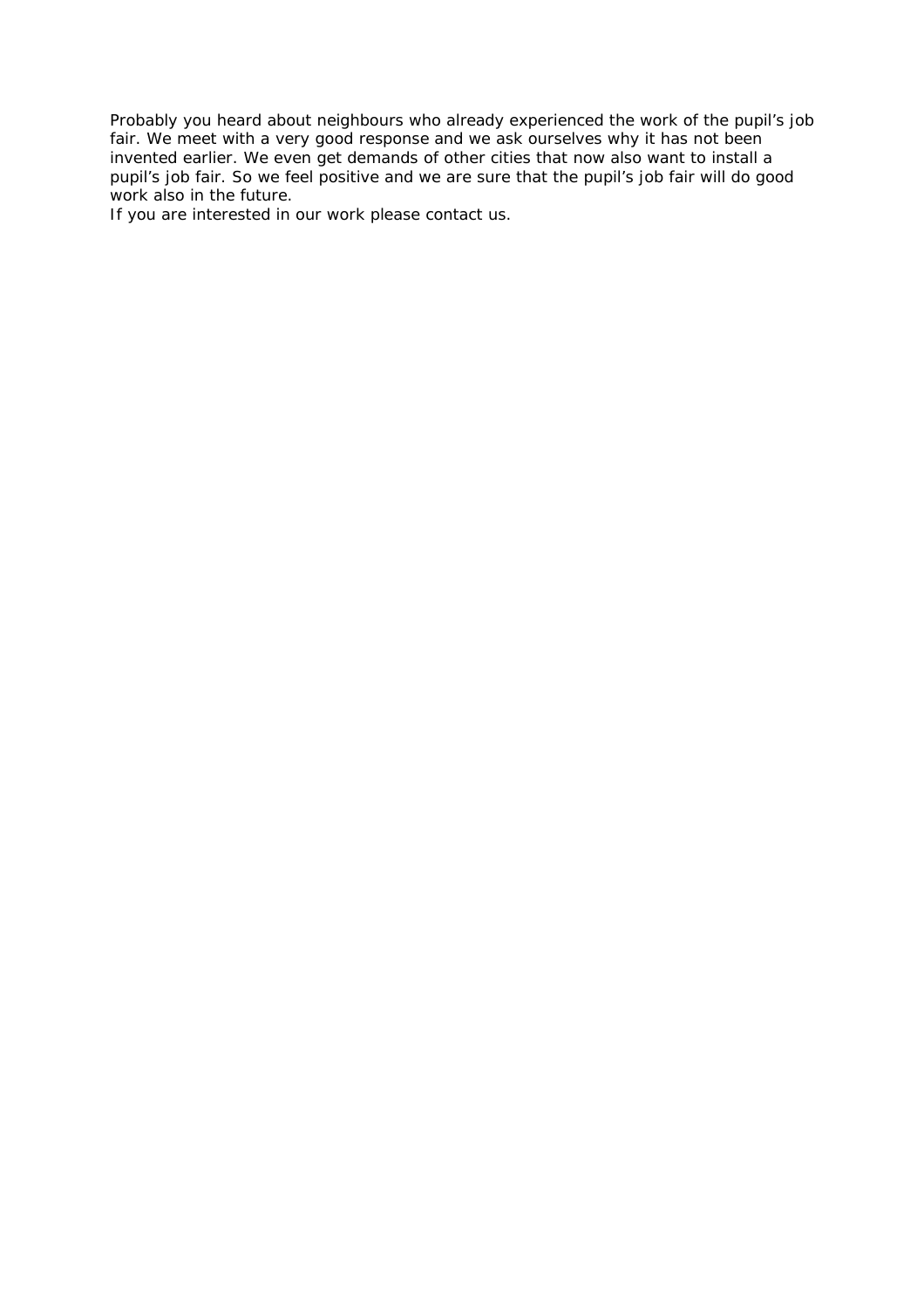Probably you heard about neighbours who already experienced the work of the pupil’s job fair. We meet with a very good response and we ask ourselves why it has not been invented earlier. We even get demands of other cities that now also want to install a pupil’s job fair. So we feel positive and we are sure that the pupil’s job fair will do good work also in the future.

If you are interested in our work please contact us.